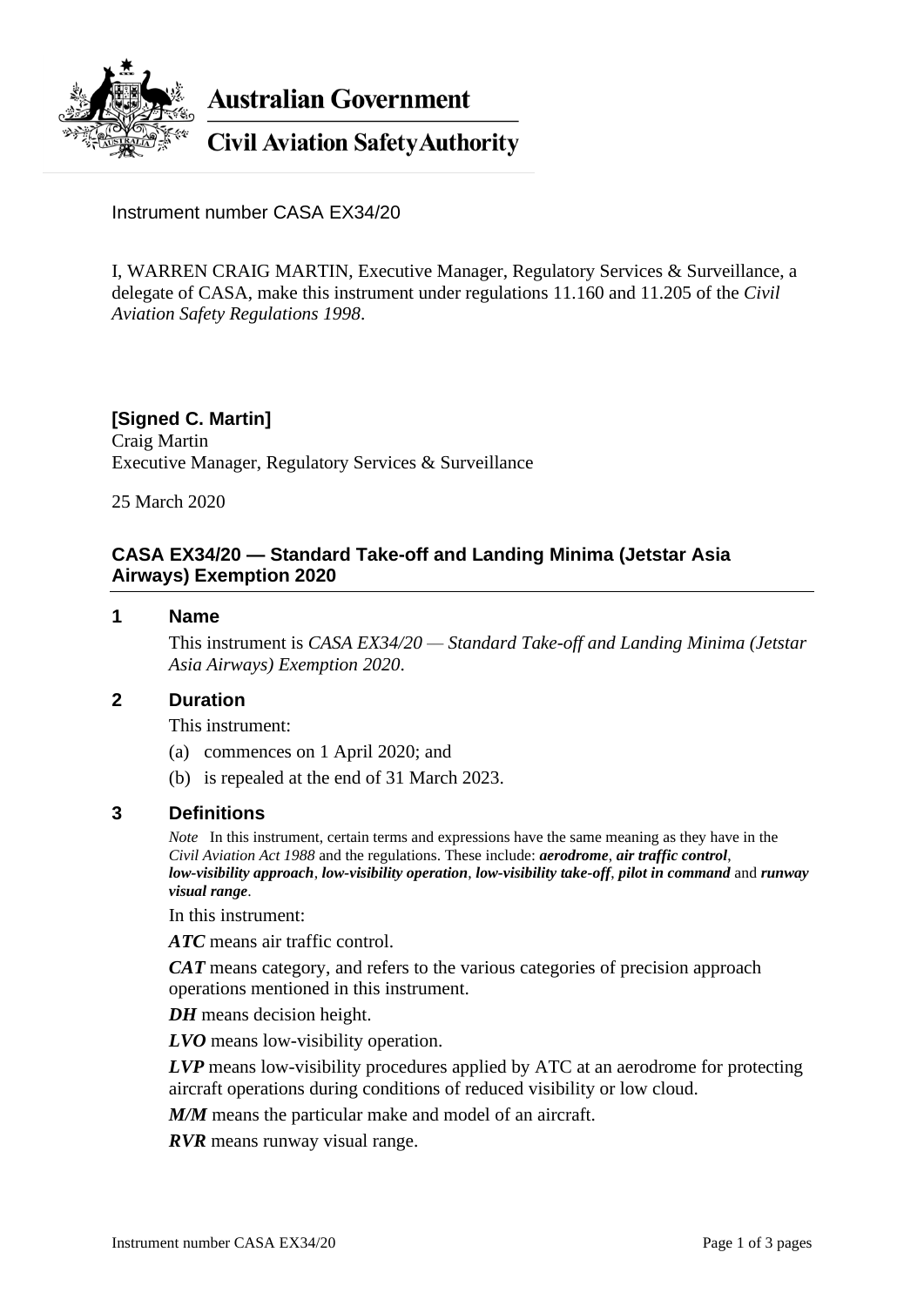**Australian Government**

**Civil Aviation Safety Authority**

Instrument number CASA EX34/20

I, WARREN CRAIG MARTIN, Executive Manager, Regulatory Services & Surveillance, a delegate of CASA, make this instrument under regulations 11.160 and 11.205 of the *Civil Aviation Safety Regulations 1998*.

**[Signed C. Martin]**
Craig Martin
Executive Manager, Regulatory Services & Surveillance

25 March 2020

## CASA EX34/20 — Standard Take-off and Landing Minima (Jetstar Asia Airways) Exemption 2020

### 1 Name

This instrument is *CASA EX34/20 — Standard Take-off and Landing Minima (Jetstar Asia Airways) Exemption 2020*.

### 2 Duration

This instrument:

(a) commences on 1 April 2020; and

(b) is repealed at the end of 31 March 2023.

### 3 Definitions

*Note* In this instrument, certain terms and expressions have the same meaning as they have in the *Civil Aviation Act 1988* and the regulations. These include: ***aerodrome***, ***air traffic control***, ***low-visibility approach***, ***low-visibility operation***, ***low-visibility take-off***, ***pilot in command*** and ***runway visual range***.

In this instrument:

***ATC*** means air traffic control.

***CAT*** means category, and refers to the various categories of precision approach operations mentioned in this instrument.

***DH*** means decision height.

***LVO*** means low-visibility operation.

***LVP*** means low-visibility procedures applied by ATC at an aerodrome for protecting aircraft operations during conditions of reduced visibility or low cloud.

***M/M*** means the particular make and model of an aircraft.

***RVR*** means runway visual range.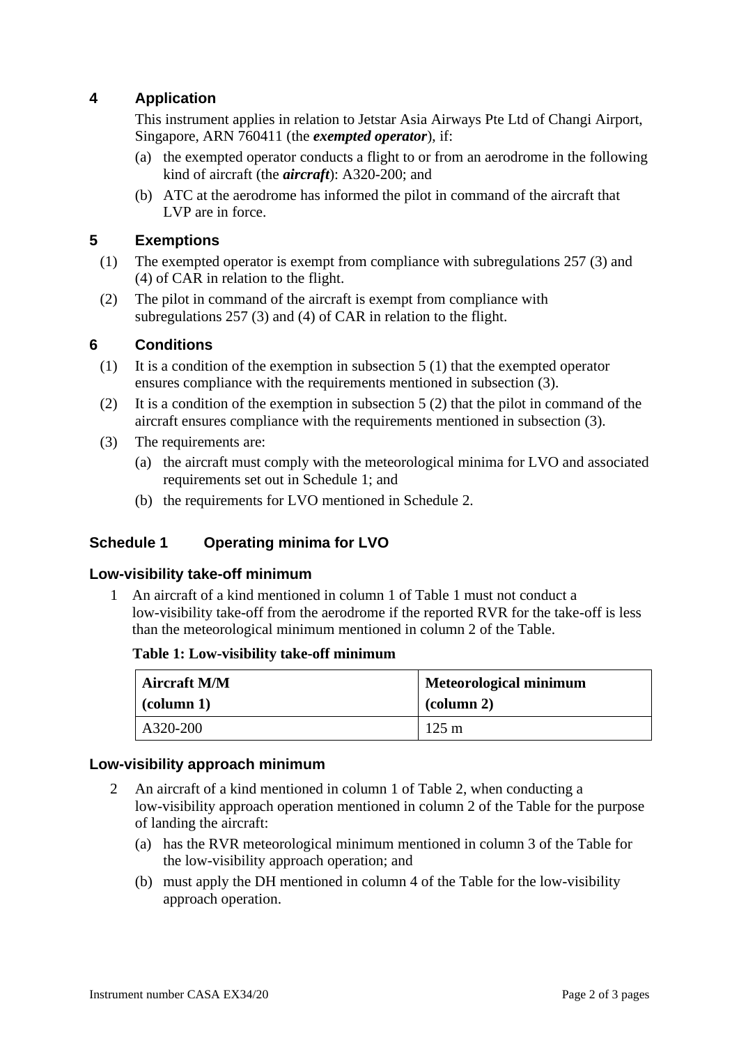## 4 Application

This instrument applies in relation to Jetstar Asia Airways Pte Ltd of Changi Airport, Singapore, ARN 760411 (the ***exempted operator***), if:

(a) the exempted operator conducts a flight to or from an aerodrome in the following kind of aircraft (the ***aircraft***): A320-200; and

(b) ATC at the aerodrome has informed the pilot in command of the aircraft that LVP are in force.

## 5 Exemptions

(1) The exempted operator is exempt from compliance with subregulations 257 (3) and (4) of CAR in relation to the flight.

(2) The pilot in command of the aircraft is exempt from compliance with subregulations 257 (3) and (4) of CAR in relation to the flight.

## 6 Conditions

(1) It is a condition of the exemption in subsection 5 (1) that the exempted operator ensures compliance with the requirements mentioned in subsection (3).

(2) It is a condition of the exemption in subsection 5 (2) that the pilot in command of the aircraft ensures compliance with the requirements mentioned in subsection (3).

(3) The requirements are:

(a) the aircraft must comply with the meteorological minima for LVO and associated requirements set out in Schedule 1; and

(b) the requirements for LVO mentioned in Schedule 2.

## Schedule 1 Operating minima for LVO

### Low-visibility take-off minimum

1 An aircraft of a kind mentioned in column 1 of Table 1 must not conduct a low-visibility take-off from the aerodrome if the reported RVR for the take-off is less than the meteorological minimum mentioned in column 2 of the Table.

**Table 1: Low-visibility take-off minimum**

| **Aircraft M/M (column 1)** | **Meteorological minimum (column 2)** |
|---|---|
| A320-200 | 125 m |

### Low-visibility approach minimum

2 An aircraft of a kind mentioned in column 1 of Table 2, when conducting a low-visibility approach operation mentioned in column 2 of the Table for the purpose of landing the aircraft:

(a) has the RVR meteorological minimum mentioned in column 3 of the Table for the low-visibility approach operation; and

(b) must apply the DH mentioned in column 4 of the Table for the low-visibility approach operation.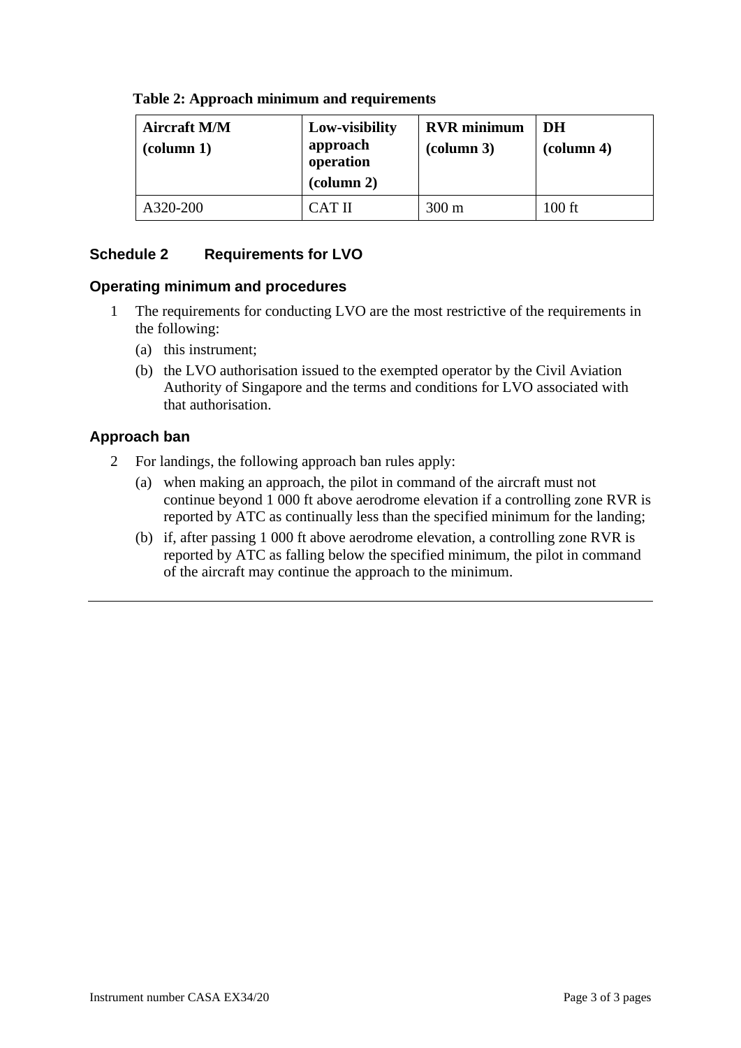**Table 2: Approach minimum and requirements**

| Aircraft M/M (column 1) | Low-visibility approach operation (column 2) | RVR minimum (column 3) | DH (column 4) |
|---|---|---|---|
| A320-200 | CAT II | 300 m | 100 ft |

## Schedule 2 Requirements for LVO

### Operating minimum and procedures

1 The requirements for conducting LVO are the most restrictive of the requirements in the following:

(a) this instrument;

(b) the LVO authorisation issued to the exempted operator by the Civil Aviation Authority of Singapore and the terms and conditions for LVO associated with that authorisation.

### Approach ban

2 For landings, the following approach ban rules apply:

(a) when making an approach, the pilot in command of the aircraft must not continue beyond 1 000 ft above aerodrome elevation if a controlling zone RVR is reported by ATC as continually less than the specified minimum for the landing;

(b) if, after passing 1 000 ft above aerodrome elevation, a controlling zone RVR is reported by ATC as falling below the specified minimum, the pilot in command of the aircraft may continue the approach to the minimum.